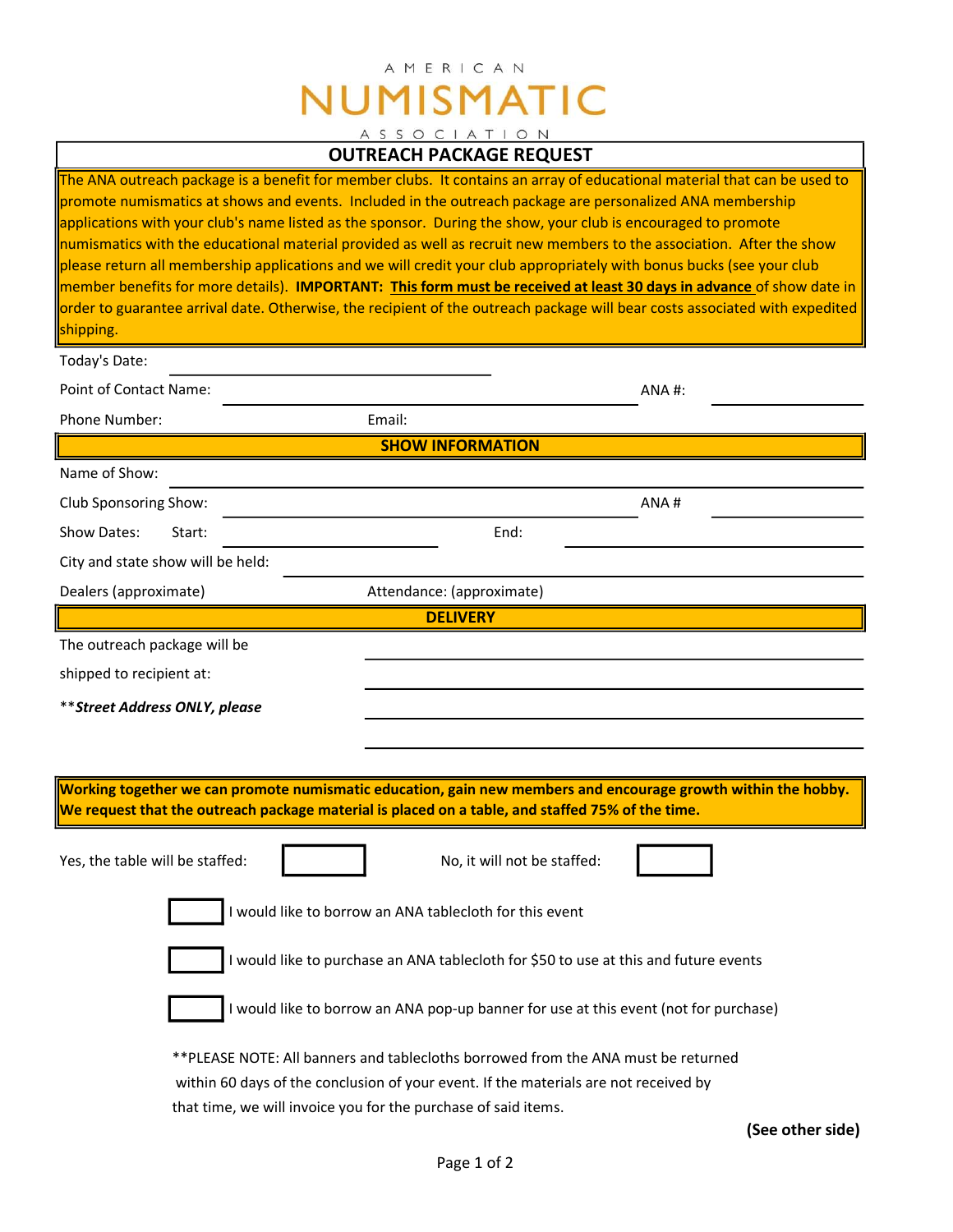AMERICAN NUMISMATIC ASSOCIATION

# OUTREACH PACKAGE REQUEST

The ANA outreach package is a benefit for member clubs. It contains an array of educational material that can be used to promote numismatics at shows and events. Included in the outreach package are personalized ANA membership applications with your club's name listed as the sponsor. During the show, your club is encouraged to promote numismatics with the educational material provided as well as recruit new members to the association. After the show please return all membership applications and we will credit your club appropriately with bonus bucks (see your club member benefits for more details). **IMPORTANT:** **This form must be received at least 30 days in advance** of show date in order to guarantee arrival date. Otherwise, the recipient of the outreach package will bear costs associated with expedited shipping.

Today's Date: ____________________

Point of Contact Name: ____________________ ANA #: ____________

Phone Number: ____________ Email: ____________________

## SHOW INFORMATION

Name of Show: ____________________

Club Sponsoring Show: ____________________ ANA # ____________

Show Dates: Start: ____________ End: ____________

City and state show will be held: ____________________

Dealers (approximate) ____________ Attendance: (approximate) ____________

## DELIVERY

The outreach package will be shipped to recipient at: ____________________

***Street Address ONLY, please***

____________________

____________________

____________________

**Working together we can promote numismatic education, gain new members and encourage growth within the hobby. We request that the outreach package material is placed on a table, and staffed 75% of the time.**

Yes, the table will be staffed: ☐ No, it will not be staffed: ☐

☐ I would like to borrow an ANA tablecloth for this event

☐ I would like to purchase an ANA tablecloth for $50 to use at this and future events

☐ I would like to borrow an ANA pop-up banner for use at this event (not for purchase)

**PLEASE NOTE: All banners and tablecloths borrowed from the ANA must be returned within 60 days of the conclusion of your event. If the materials are not received by that time, we will invoice you for the purchase of said items.

**(See other side)**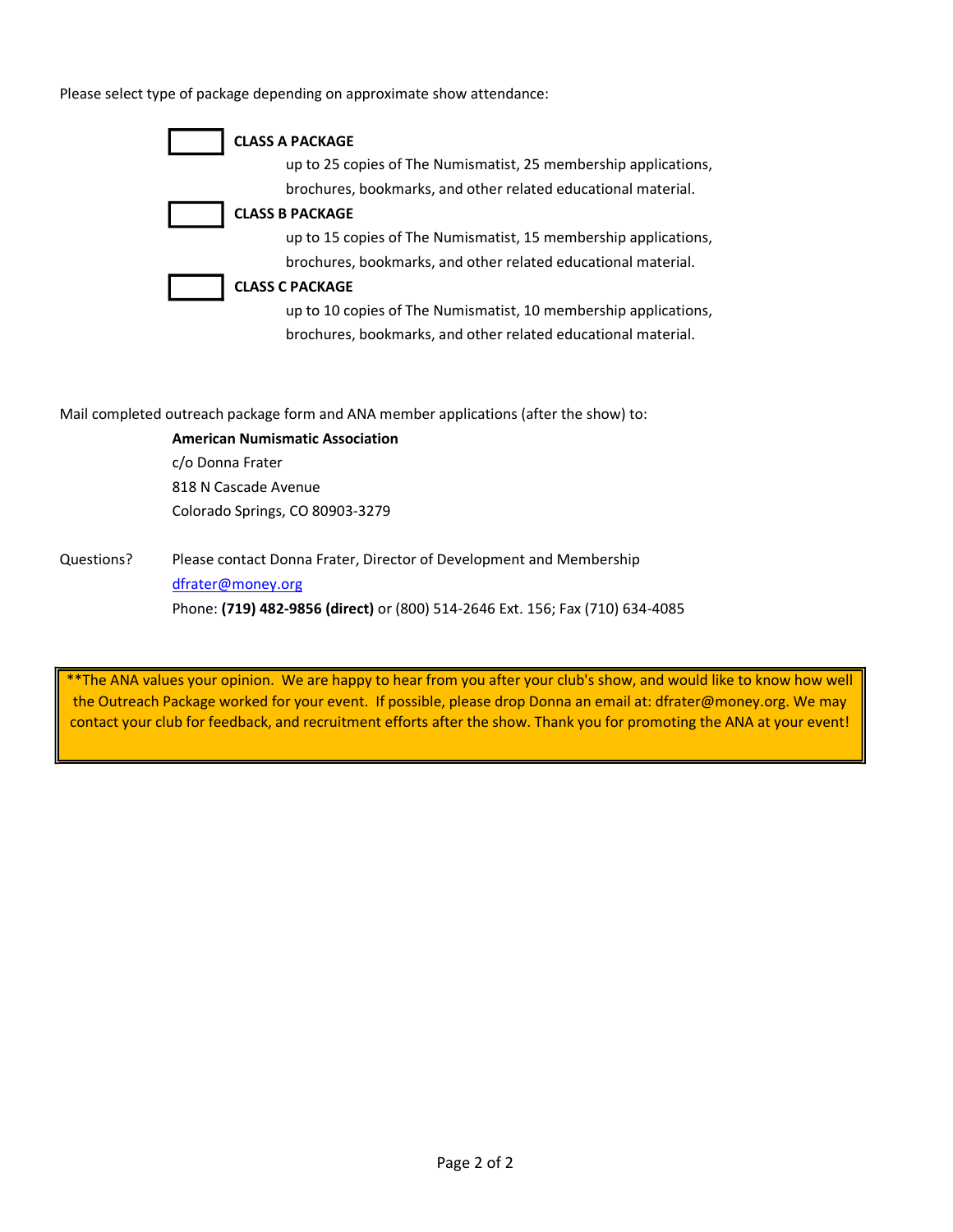Please select type of package depending on approximate show attendance:

- [ ] **CLASS A PACKAGE**

  up to 25 copies of The Numismatist, 25 membership applications, brochures, bookmarks, and other related educational material.

- [ ] **CLASS B PACKAGE**

  up to 15 copies of The Numismatist, 15 membership applications, brochures, bookmarks, and other related educational material.

- [ ] **CLASS C PACKAGE**

  up to 10 copies of The Numismatist, 10 membership applications, brochures, bookmarks, and other related educational material.

Mail completed outreach package form and ANA member applications (after the show) to:

**American Numismatic Association**
c/o Donna Frater
818 N Cascade Avenue
Colorado Springs, CO 80903-3279

Questions? Please contact Donna Frater, Director of Development and Membership
dfrater@money.org
Phone: **(719) 482-9856 (direct)** or (800) 514-2646 Ext. 156; Fax (710) 634-4085

**The ANA values your opinion. We are happy to hear from you after your club's show, and would like to know how well the Outreach Package worked for your event. If possible, please drop Donna an email at: dfrater@money.org. We may contact your club for feedback, and recruitment efforts after the show. Thank you for promoting the ANA at your event!